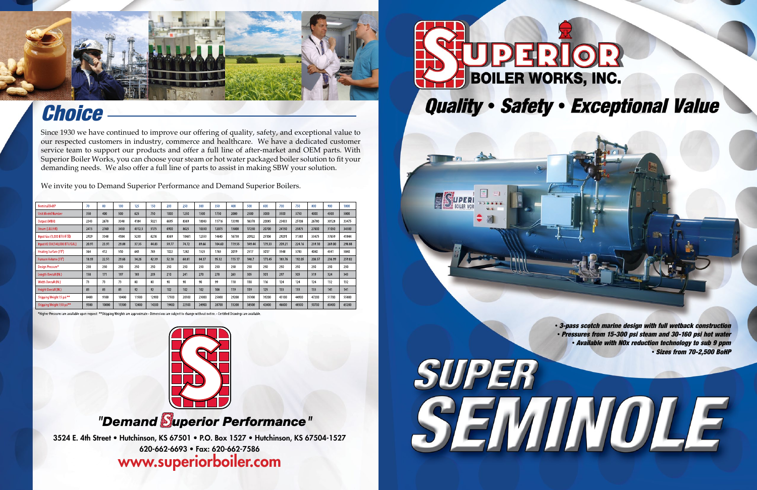## Choice

Since 1930 we have continued to improve our offering of quality, safety, and exceptional value to our respected customers in industry, commerce and healthcare. We have a dedicated customer service team to support our products and offer a full line of after-market and OEM parts. With Superior Boiler Works, you can choose your steam or hot water packaged boiler solution to fit your demanding needs. We also offer a full line of parts to assist in making SBW your solution.

We invite you to Demand Superior Performance and Demand Superior Boilers.

| Nominal BoHP | 70 | 80 | 100 | 125 | 150 | 200 | 250 | 300 | 350 | 400 | 500 | 600 | 700 | 750 | 800 | 900 | 1000 |
|---|---|---|---|---|---|---|---|---|---|---|---|---|---|---|---|---|---|
| Unit Model Number | 350 | 400 | 500 | 625 | 750 | 1000 | 1250 | 1500 | 1750 | 2000 | 2500 | 3000 | 3500 | 3750 | 4000 | 4500 | 5000 |
| Output (MBH) | 2343 | 2678 | 3348 | 4184 | 5021 | 6695 | 8369 | 10043 | 11716 | 13390 | 16378 | 20085 | 23433 | 25106 | 26780 | 30128 | 33475 |
| Steam (LBS/HR) | 2415 | 2760 | 3450 | 4312.5 | 5175 | 6900 | 8625 | 10350 | 12075 | 13800 | 17250 | 20700 | 24150 | 25875 | 27600 | 31050 | 34500 |
| Input Gas (1,000 BTU/FT3) | 2929 | 3348 | 4184 | 5230 | 6276 | 8369 | 10461 | 12553 | 14645 | 16738 | 20922 | 25106 | 29291 | 31383 | 33475 | 37659 | 41844 |
| Input #2 Oil (140,000 BTU/GAL) | 20.91 | 23.91 | 29.89 | 37.35 | 44.83 | 59.77 | 74.72 | 89.66 | 104.60 | 119.55 | 149.44 | 179.33 | 209.21 | 224.16 | 239.10 | 269.00 | 298.88 |
| Heating Surface (FT²) | 364 | 412 | 510 | 643 | 765 | 1022 | 1282 | 1525 | 1765 | 2019 | 2517 | 3017 | 3548 | 3783 | 4040 | 4541 | 5040 |
| Furnace Volume (FT³) | 18.93 | 22.51 | 29.66 | 34.26 | 42.39 | 52.18 | 68.81 | 84.37 | 95.32 | 115.17 | 148.7 | 171.45 | 183.76 | 192.05 | 206.57 | 236.99 | 259.82 |
| Design Pressure* | 250 | 250 | 250 | 250 | 250 | 250 | 250 | 250 | 250 | 250 | 250 | 250 | 250 | 250 | 250 | 250 | 250 |
| Length Overall (IN.) | 158 | 171 | 197 | 183 | 205 | 210 | 241 | 270 | 278 | 263 | 305 | 301 | 297 | 305 | 319 | 324 | 343 |
| Width Overall (IN.) | 73 | 73 | 73 | 80 | 80 | 90 | 90 | 90 | 99 | 110 | 110 | 116 | 124 | 124 | 124 | 132 | 132 |
| Height Overall (IN.) | 85 | 85 | 85 | 92 | 92 | 102 | 102 | 102 | 108 | 119 | 119 | 125 | 133 | 133 | 133 | 141 | 141 |
| Shipping Weight 15 psi** | 8400 | 9100 | 10400 | 11500 | 12900 | 17500 | 20500 | 23000 | 25800 | 29200 | 35300 | 39200 | 43100 | 44900 | 47200 | 51700 | 55800 |
| Shipping Weight 150 psi** | 9300 | 10000 | 11300 | 12800 | 14200 | 19400 | 22300 | 24900 | 28700 | 33200 | 38500 | 42800 | 46800 | 48500 | 50700 | 60400 | 65200 |

*Higher Pressures are available upon request. **Shipping Weights are approximate • Dimensions are subject to change without notice. • Certified Drawings are available.

### "Demand Superior Performance"

3524 E. 4th Street • Hutchinson, KS 67501 • P.O. Box 1527 • Hutchinson, KS 67504-1527
620-662-6693 • Fax: 620-662-7586
www.superiorboiler.com

# SUPERIOR BOILER WORKS, INC.

## Quality • Safety • Exceptional Value

- 3-pass scotch marine design with full wetback construction
- Pressures from 15-300 psi steam and 30-160 psi hot water
- Available with NOx reduction technology to sub 9 ppm
- Sizes from 70-2,500 BoHP

# SUPER SEMINOLE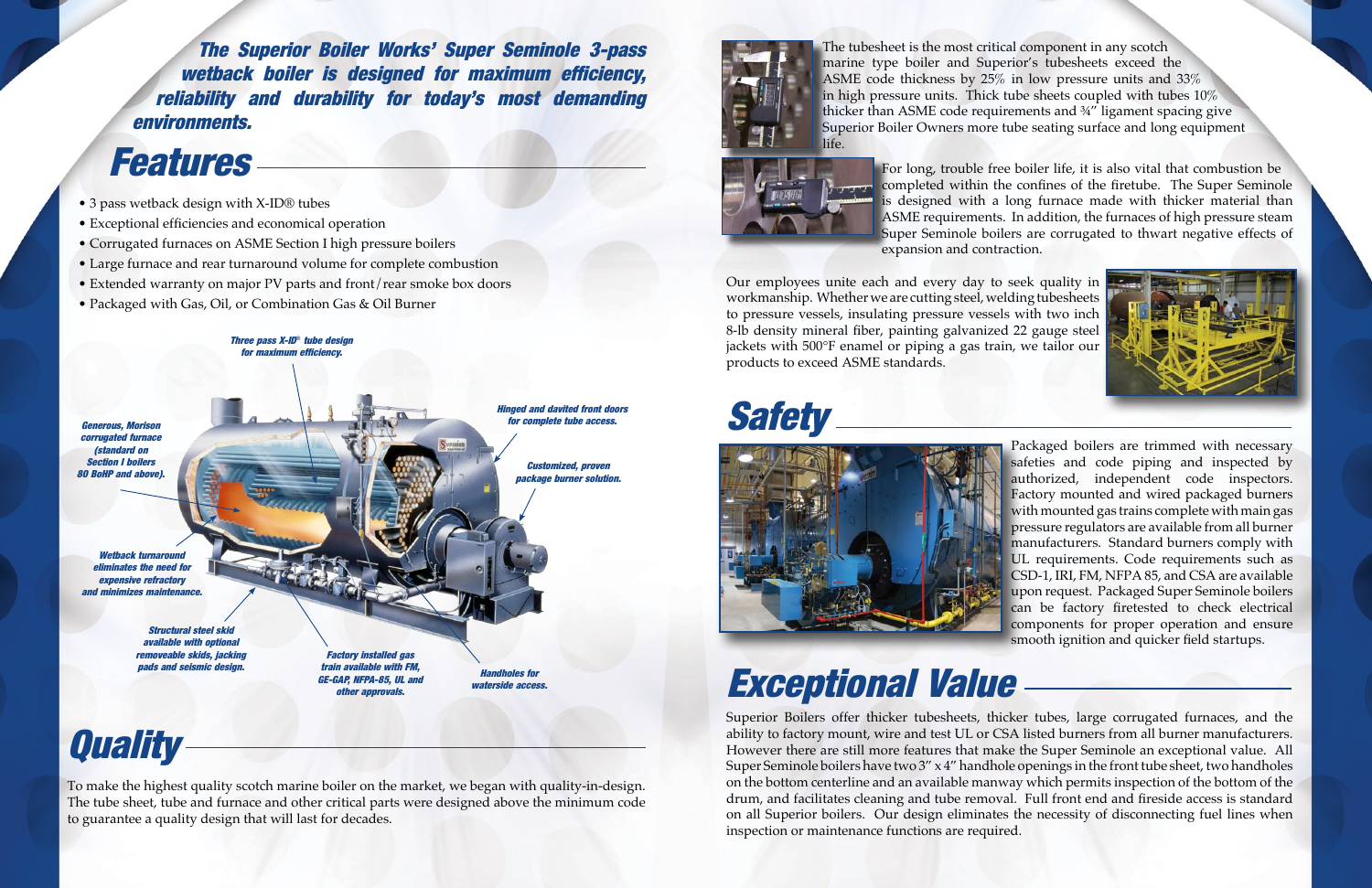*The Superior Boiler Works' Super Seminole 3-pass wetback boiler is designed for maximum efficiency, reliability and durability for today's most demanding environments.*

## Features

- 3 pass wetback design with X-ID® tubes
- Exceptional efficiencies and economical operation
- Corrugated furnaces on ASME Section I high pressure boilers
- Large furnace and rear turnaround volume for complete combustion
- Extended warranty on major PV parts and front/rear smoke box doors
- Packaged with Gas, Oil, or Combination Gas & Oil Burner

*Three pass X-ID® tube design for maximum efficiency.*

*Hinged and davited front doors for complete tube access.*

*Generous, Morison corrugated furnace (standard on Section I boilers 80 BoHP and above).*

*Customized, proven package burner solution.*

*Wetback turnaround eliminates the need for expensive refractory and minimizes maintenance.*

*Structural steel skid available with optional removeable skids, jacking pads and seismic design.*

*Factory installed gas train available with FM, GE-GAP, NFPA-85, UL and other approvals.*

*Handholes for waterside access.*

## Quality

To make the highest quality scotch marine boiler on the market, we began with quality-in-design. The tube sheet, tube and furnace and other critical parts were designed above the minimum code to guarantee a quality design that will last for decades.

The tubesheet is the most critical component in any scotch marine type boiler and Superior's tubesheets exceed the ASME code thickness by 25% in low pressure units and 33% in high pressure units. Thick tube sheets coupled with tubes 10% thicker than ASME code requirements and ¾" ligament spacing give Superior Boiler Owners more tube seating surface and long equipment life.

For long, trouble free boiler life, it is also vital that combustion be completed within the confines of the firetube. The Super Seminole is designed with a long furnace made with thicker material than ASME requirements. In addition, the furnaces of high pressure steam Super Seminole boilers are corrugated to thwart negative effects of expansion and contraction.

Our employees unite each and every day to seek quality in workmanship. Whether we are cutting steel, welding tubesheets to pressure vessels, insulating pressure vessels with two inch 8-lb density mineral fiber, painting galvanized 22 gauge steel jackets with 500°F enamel or piping a gas train, we tailor our products to exceed ASME standards.

## Safety

Packaged boilers are trimmed with necessary safeties and code piping and inspected by authorized, independent code inspectors. Factory mounted and wired packaged burners with mounted gas trains complete with main gas pressure regulators are available from all burner manufacturers. Standard burners comply with UL requirements. Code requirements such as CSD-1, IRI, FM, NFPA 85, and CSA are available upon request. Packaged Super Seminole boilers can be factory firetested to check electrical components for proper operation and ensure smooth ignition and quicker field startups.

## Exceptional Value

Superior Boilers offer thicker tubesheets, thicker tubes, large corrugated furnaces, and the ability to factory mount, wire and test UL or CSA listed burners from all burner manufacturers. However there are still more features that make the Super Seminole an exceptional value. All Super Seminole boilers have two 3" x 4" handhole openings in the front tube sheet, two handholes on the bottom centerline and an available manway which permits inspection of the bottom of the drum, and facilitates cleaning and tube removal. Full front end and fireside access is standard on all Superior boilers. Our design eliminates the necessity of disconnecting fuel lines when inspection or maintenance functions are required.